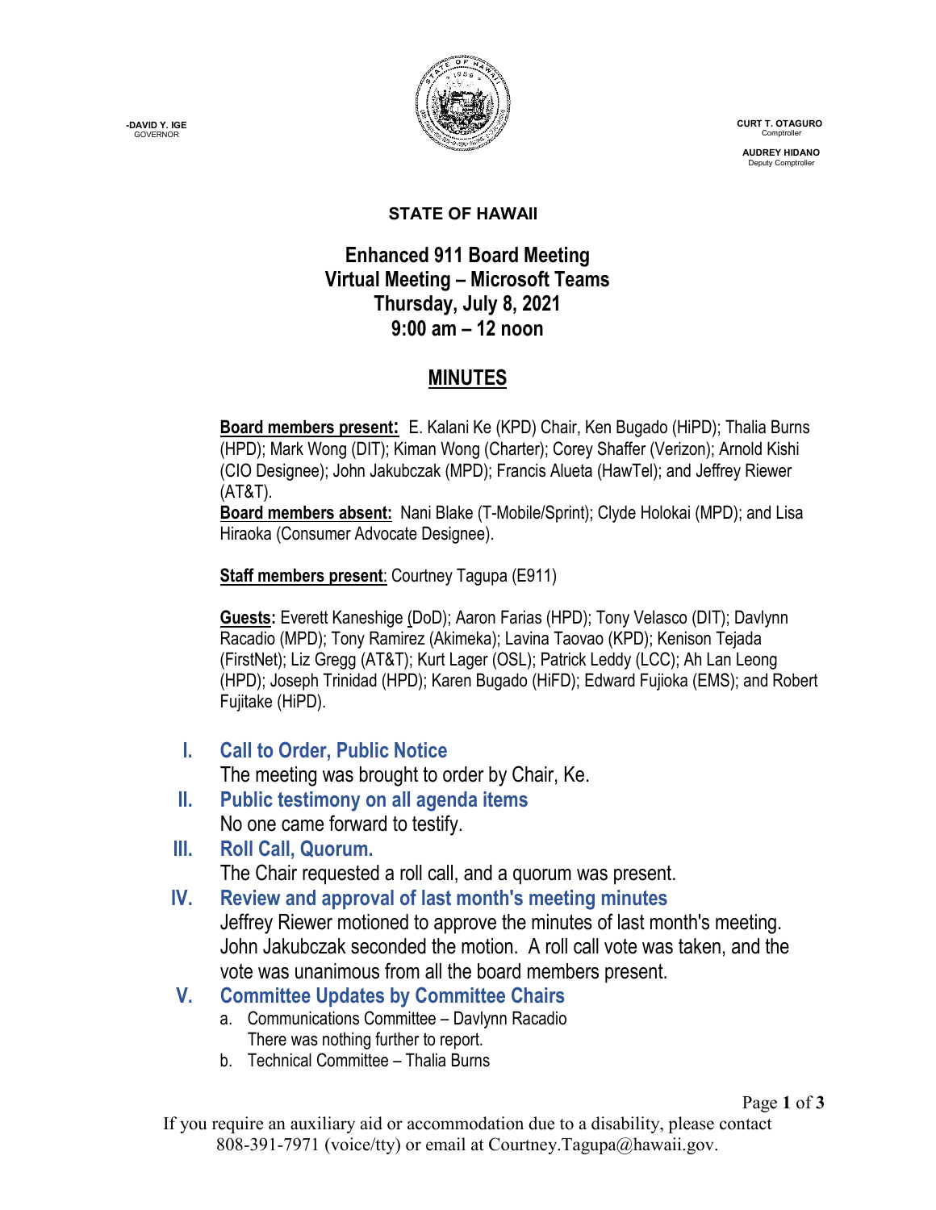-DAVID Y. IGE
GOVERNOR

CURT T. OTAGURO
Comptroller

AUDREY HIDANO
Deputy Comptroller

**STATE OF HAWAII**

# Enhanced 911 Board Meeting
## Virtual Meeting – Microsoft Teams
## Thursday, July 8, 2021
## 9:00 am – 12 noon

## MINUTES

**Board members present:** E. Kalani Ke (KPD) Chair, Ken Bugado (HiPD); Thalia Burns (HPD); Mark Wong (DIT); Kiman Wong (Charter); Corey Shaffer (Verizon); Arnold Kishi (CIO Designee); John Jakubczak (MPD); Francis Alueta (HawTel); and Jeffrey Riewer (AT&T).
**Board members absent:** Nani Blake (T-Mobile/Sprint); Clyde Holokai (MPD); and Lisa Hiraoka (Consumer Advocate Designee).

**Staff members present**: Courtney Tagupa (E911)

**Guests:** Everett Kaneshige (DoD); Aaron Farias (HPD); Tony Velasco (DIT); Davlynn Racadio (MPD); Tony Ramirez (Akimeka); Lavina Taovao (KPD); Kenison Tejada (FirstNet); Liz Gregg (AT&T); Kurt Lager (OSL); Patrick Leddy (LCC); Ah Lan Leong (HPD); Joseph Trinidad (HPD); Karen Bugado (HiFD); Edward Fujioka (EMS); and Robert Fujitake (HiPD).

### I. Call to Order, Public Notice

The meeting was brought to order by Chair, Ke.

### II. Public testimony on all agenda items

No one came forward to testify.

### III. Roll Call, Quorum.

The Chair requested a roll call, and a quorum was present.

### IV. Review and approval of last month's meeting minutes

Jeffrey Riewer motioned to approve the minutes of last month's meeting. John Jakubczak seconded the motion. A roll call vote was taken, and the vote was unanimous from all the board members present.

### V. Committee Updates by Committee Chairs

a. Communications Committee – Davlynn Racadio
   There was nothing further to report.
b. Technical Committee – Thalia Burns

If you require an auxiliary aid or accommodation due to a disability, please contact 808-391-7971 (voice/tty) or email at Courtney.Tagupa@hawaii.gov.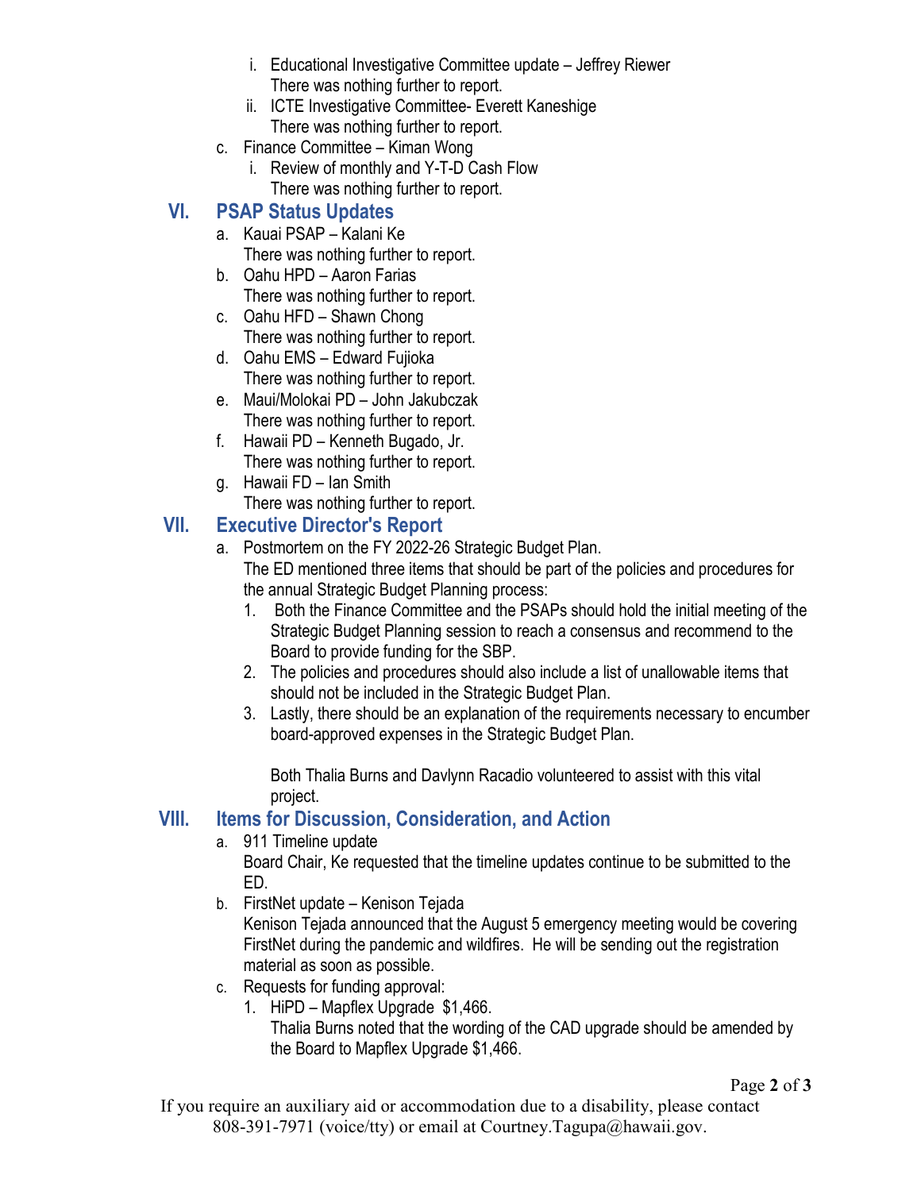- i. Educational Investigative Committee update – Jeffrey Riewer
     There was nothing further to report.
   - ii. ICTE Investigative Committee- Everett Kaneshige
     There was nothing further to report.

c. Finance Committee – Kiman Wong
   - i. Review of monthly and Y-T-D Cash Flow
     There was nothing further to report.

## VI. PSAP Status Updates

a. Kauai PSAP – Kalani Ke
   There was nothing further to report.

b. Oahu HPD – Aaron Farias
   There was nothing further to report.

c. Oahu HFD – Shawn Chong
   There was nothing further to report.

d. Oahu EMS – Edward Fujioka
   There was nothing further to report.

e. Maui/Molokai PD – John Jakubczak
   There was nothing further to report.

f. Hawaii PD – Kenneth Bugado, Jr.
   There was nothing further to report.

g. Hawaii FD – Ian Smith
   There was nothing further to report.

## VII. Executive Director's Report

a. Postmortem on the FY 2022-26 Strategic Budget Plan.
   The ED mentioned three items that should be part of the policies and procedures for the annual Strategic Budget Planning process:
   1. Both the Finance Committee and the PSAPs should hold the initial meeting of the Strategic Budget Planning session to reach a consensus and recommend to the Board to provide funding for the SBP.
   2. The policies and procedures should also include a list of unallowable items that should not be included in the Strategic Budget Plan.
   3. Lastly, there should be an explanation of the requirements necessary to encumber board-approved expenses in the Strategic Budget Plan.

      Both Thalia Burns and Davlynn Racadio volunteered to assist with this vital project.

## VIII. Items for Discussion, Consideration, and Action

a. 911 Timeline update
   Board Chair, Ke requested that the timeline updates continue to be submitted to the ED.

b. FirstNet update – Kenison Tejada
   Kenison Tejada announced that the August 5 emergency meeting would be covering FirstNet during the pandemic and wildfires. He will be sending out the registration material as soon as possible.

c. Requests for funding approval:
   1. HiPD – Mapflex Upgrade $1,466.
      Thalia Burns noted that the wording of the CAD upgrade should be amended by the Board to Mapflex Upgrade $1,466.

If you require an auxiliary aid or accommodation due to a disability, please contact 808-391-7971 (voice/tty) or email at Courtney.Tagupa@hawaii.gov.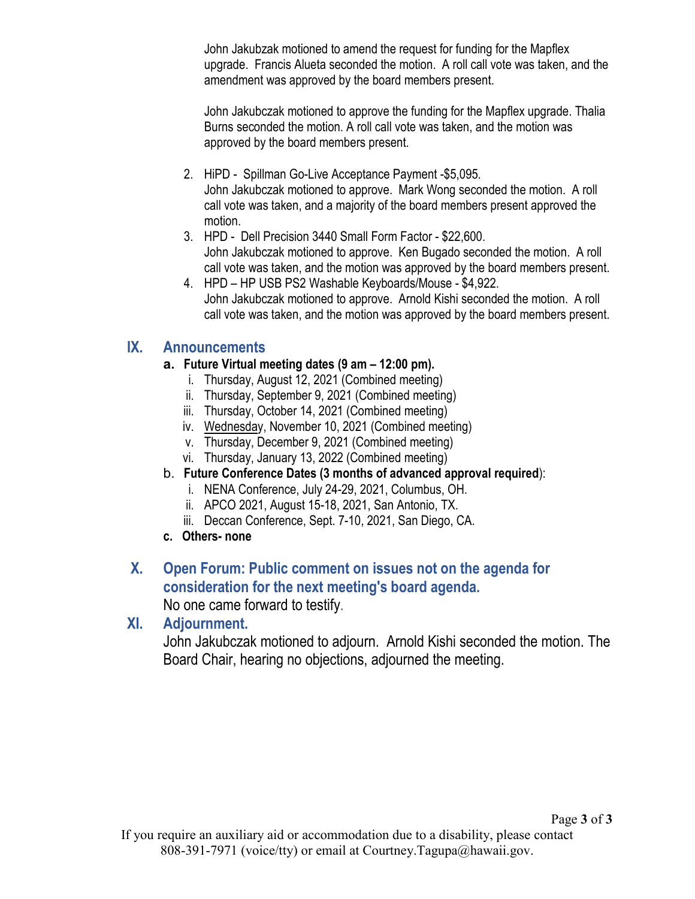John Jakubzak motioned to amend the request for funding for the Mapflex upgrade. Francis Alueta seconded the motion. A roll call vote was taken, and the amendment was approved by the board members present.

John Jakubczak motioned to approve the funding for the Mapflex upgrade. Thalia Burns seconded the motion. A roll call vote was taken, and the motion was approved by the board members present.

2. HiPD - Spillman Go-Live Acceptance Payment -$5,095.
   John Jakubczak motioned to approve. Mark Wong seconded the motion. A roll call vote was taken, and a majority of the board members present approved the motion.
3. HPD - Dell Precision 3440 Small Form Factor - $22,600.
   John Jakubczak motioned to approve. Ken Bugado seconded the motion. A roll call vote was taken, and the motion was approved by the board members present.
4. HPD – HP USB PS2 Washable Keyboards/Mouse - $4,922.
   John Jakubczak motioned to approve. Arnold Kishi seconded the motion. A roll call vote was taken, and the motion was approved by the board members present.

## IX. Announcements

**a. Future Virtual meeting dates (9 am – 12:00 pm).**

- i. Thursday, August 12, 2021 (Combined meeting)
- ii. Thursday, September 9, 2021 (Combined meeting)
- iii. Thursday, October 14, 2021 (Combined meeting)
- iv. Wednesday, November 10, 2021 (Combined meeting)
- v. Thursday, December 9, 2021 (Combined meeting)
- vi. Thursday, January 13, 2022 (Combined meeting)

b. **Future Conference Dates (3 months of advanced approval required**):

- i. NENA Conference, July 24-29, 2021, Columbus, OH.
- ii. APCO 2021, August 15-18, 2021, San Antonio, TX.
- iii. Deccan Conference, Sept. 7-10, 2021, San Diego, CA.

**c. Others- none**

## X. Open Forum: Public comment on issues not on the agenda for consideration for the next meeting's board agenda.

No one came forward to testify.

## XI. Adjournment.

John Jakubczak motioned to adjourn. Arnold Kishi seconded the motion. The Board Chair, hearing no objections, adjourned the meeting.

If you require an auxiliary aid or accommodation due to a disability, please contact 808-391-7971 (voice/tty) or email at Courtney.Tagupa@hawaii.gov.